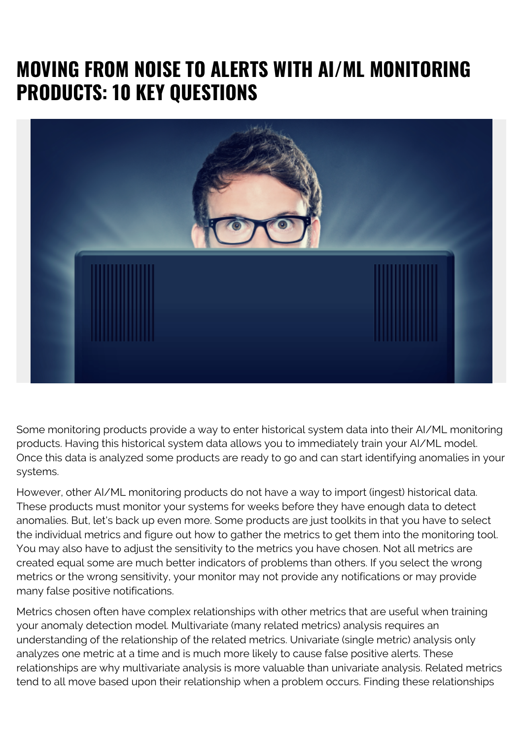# MOVING FROM NOISE TO ALERTS WITH AI/ML MONITORING PRODUCTS: 10 KEY QUESTIONS

Some monitoring products provide a way to enter historical system data into their AI/ML monitoring products. Having this historical system data allows you to immediately train your AI/ML model. Once this data is analyzed some products are ready to go and can start identifying anomalies in your systems.

However, other AI/ML monitoring products do not have a way to import (ingest) historical data. These products must monitor your systems for weeks before they have enough data to detect anomalies. But, let's back up even more. Some products are just toolkits in that you have to select the individual metrics and figure out how to gather the metrics to get them into the monitoring tool. You may also have to adjust the sensitivity to the metrics you have chosen. Not all metrics are created equal some are much better indicators of problems than others. If you select the wrong metrics or the wrong sensitivity, your monitor may not provide any notifications or may provide many false positive notifications.

Metrics chosen often have complex relationships with other metrics that are useful when training your anomaly detection model. Multivariate (many related metrics) analysis requires an understanding of the relationship of the related metrics. Univariate (single metric) analysis only analyzes one metric at a time and is much more likely to cause false positive alerts. These relationships are why multivariate analysis is more valuable than univariate analysis. Related metrics tend to all move based upon their relationship when a problem occurs. Finding these relationships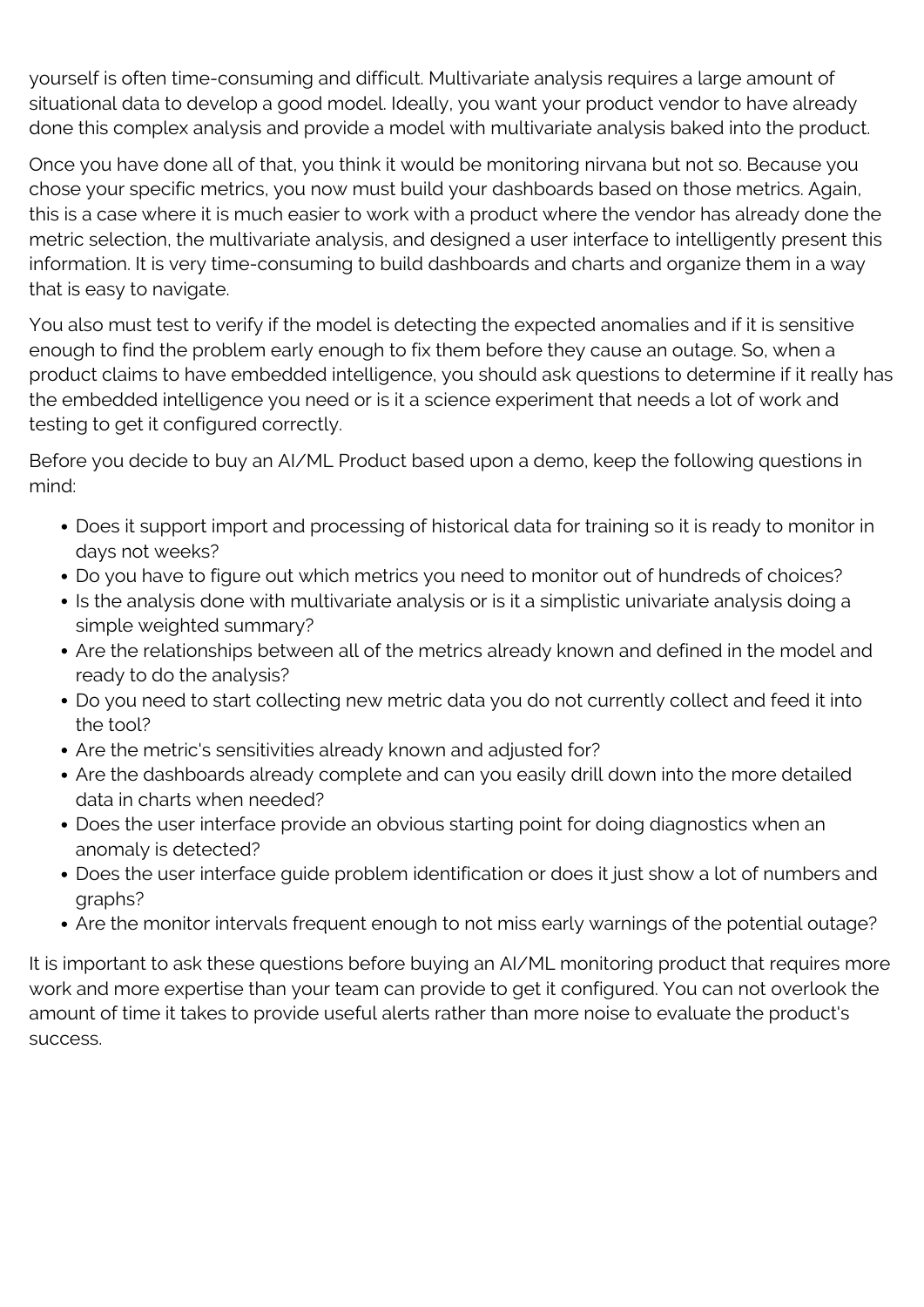yourself is often time-consuming and difficult. Multivariate analysis requires a large amount of situational data to develop a good model. Ideally, you want your product vendor to have already done this complex analysis and provide a model with multivariate analysis baked into the product.

Once you have done all of that, you think it would be monitoring nirvana but not so. Because you chose your specific metrics, you now must build your dashboards based on those metrics. Again, this is a case where it is much easier to work with a product where the vendor has already done the metric selection, the multivariate analysis, and designed a user interface to intelligently present this information. It is very time-consuming to build dashboards and charts and organize them in a way that is easy to navigate.

You also must test to verify if the model is detecting the expected anomalies and if it is sensitive enough to find the problem early enough to fix them before they cause an outage. So, when a product claims to have embedded intelligence, you should ask questions to determine if it really has the embedded intelligence you need or is it a science experiment that needs a lot of work and testing to get it configured correctly.

Before you decide to buy an AI/ML Product based upon a demo, keep the following questions in mind:

- Does it support import and processing of historical data for training so it is ready to monitor in days not weeks?
- Do you have to figure out which metrics you need to monitor out of hundreds of choices?
- Is the analysis done with multivariate analysis or is it a simplistic univariate analysis doing a simple weighted summary?
- Are the relationships between all of the metrics already known and defined in the model and ready to do the analysis?
- Do you need to start collecting new metric data you do not currently collect and feed it into the tool?
- Are the metric's sensitivities already known and adjusted for?
- Are the dashboards already complete and can you easily drill down into the more detailed data in charts when needed?
- Does the user interface provide an obvious starting point for doing diagnostics when an anomaly is detected?
- Does the user interface guide problem identification or does it just show a lot of numbers and graphs?
- Are the monitor intervals frequent enough to not miss early warnings of the potential outage?

It is important to ask these questions before buying an AI/ML monitoring product that requires more work and more expertise than your team can provide to get it configured. You can not overlook the amount of time it takes to provide useful alerts rather than more noise to evaluate the product's success.